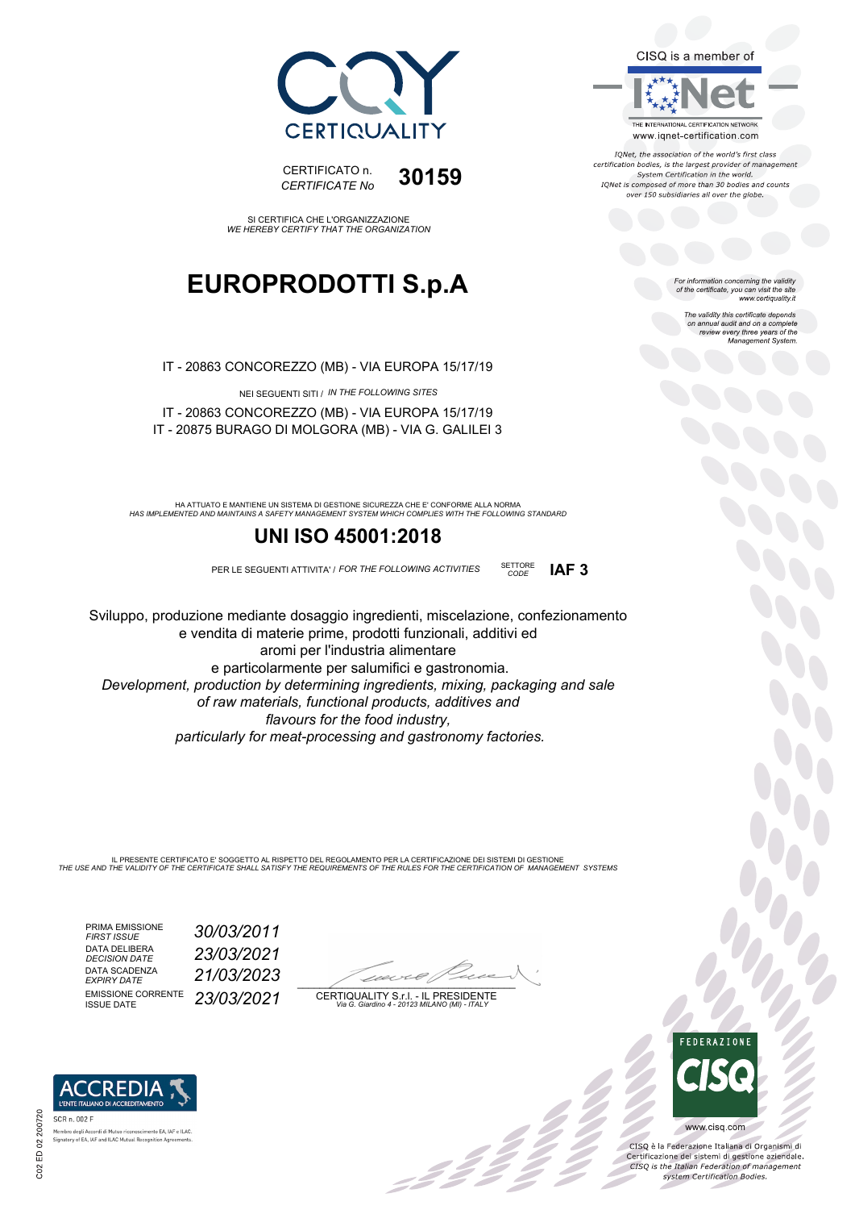CQY CERTIQUALITY

CERTIFICATO n.
*CERTIFICATE No* **30159**

SI CERTIFICA CHE L'ORGANIZZAZIONE
*WE HEREBY CERTIFY THAT THE ORGANIZATION*

# EUROPRODOTTI S.p.A

IT - 20863 CONCOREZZO (MB) - VIA EUROPA 15/17/19

NEI SEGUENTI SITI / *IN THE FOLLOWING SITES*

IT - 20863 CONCOREZZO (MB) - VIA EUROPA 15/17/19
IT - 20875 BURAGO DI MOLGORA (MB) - VIA G. GALILEI 3

HA ATTUATO E MANTIENE UN SISTEMA DI GESTIONE SICUREZZA CHE E' CONFORME ALLA NORMA
*HAS IMPLEMENTED AND MAINTAINS A SAFETY MANAGEMENT SYSTEM WHICH COMPLIES WITH THE FOLLOWING STANDARD*

## UNI ISO 45001:2018

PER LE SEGUENTI ATTIVITA' / *FOR THE FOLLOWING ACTIVITIES* SETTORE *CODE* **IAF 3**

Sviluppo, produzione mediante dosaggio ingredienti, miscelazione, confezionamento e vendita di materie prime, prodotti funzionali, additivi ed aromi per l'industria alimentare e particolarmente per salumifici e gastronomia.
*Development, production by determining ingredients, mixing, packaging and sale of raw materials, functional products, additives and flavours for the food industry, particularly for meat-processing and gastronomy factories.*

IL PRESENTE CERTIFICATO E' SOGGETTO AL RISPETTO DEL REGOLAMENTO PER LA CERTIFICAZIONE DEI SISTEMI DI GESTIONE
*THE USE AND THE VALIDITY OF THE CERTIFICATE SHALL SATISFY THE REQUIREMENTS OF THE RULES FOR THE CERTIFICATION OF MANAGEMENT SYSTEMS*

| | |
|---|---|
| PRIMA EMISSIONE *FIRST ISSUE* | *30/03/2011* |
| DATA DELIBERA *DECISION DATE* | *23/03/2021* |
| DATA SCADENZA *EXPIRY DATE* | *21/03/2023* |
| EMISSIONE CORRENTE ISSUE DATE | *23/03/2021* |

CERTIQUALITY S.r.l. - IL PRESIDENTE
*Via G. Giardino 4 - 20123 MILANO (MI) - ITALY*

CISQ is a member of IQNet
THE INTERNATIONAL CERTIFICATION NETWORK
www.iqnet-certification.com

*IQNet, the association of the world's first class certification bodies, is the largest provider of management System Certification in the world. IQNet is composed of more than 30 bodies and counts over 150 subsidiaries all over the globe.*

*For information concerning the validity of the certificate, you can visit the site www.certiquality.it*

*The validity this certificate depends on annual audit and on a complete review every three years of the Management System.*

ACCREDIA L'ENTE ITALIANO DI ACCREDITAMENTO
SCR n. 002 F
Membro degli Accordi di Mutuo riconoscimento EA, IAF e ILAC.
Signatory of EA, IAF and ILAC Mutual Recognition Agreements.

FEDERAZIONE CISQ
www.cisq.com

CISQ è la Federazione Italiana di Organismi di Certificazione dei sistemi di gestione aziendale.
*CISQ is the Italian Federation of management system Certification Bodies.*

C02 ED 02 200720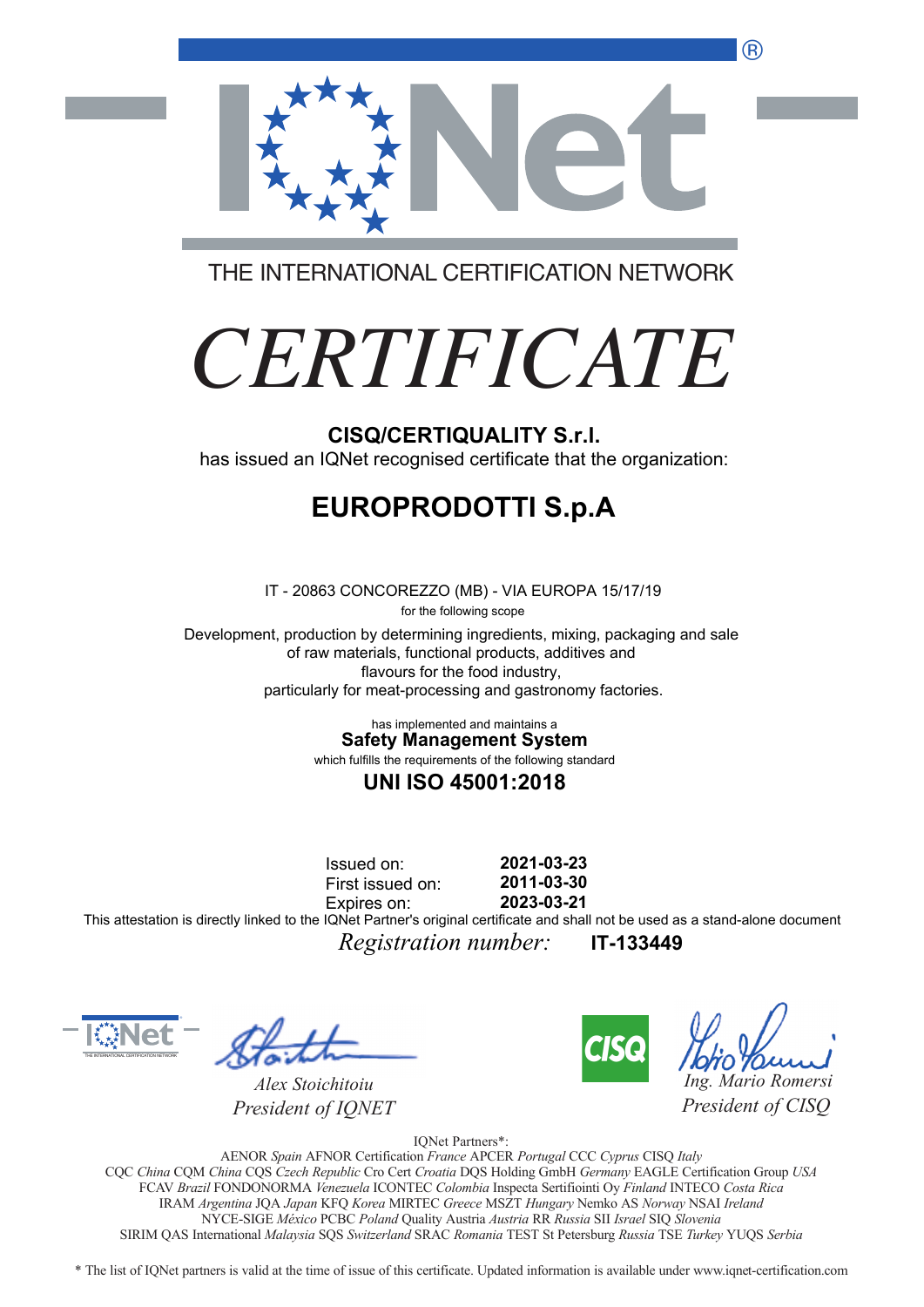THE INTERNATIONAL CERTIFICATION NETWORK

# *CERTIFICATE*

**CISQ/CERTIQUALITY S.r.l.**

has issued an IQNet recognised certificate that the organization:

## EUROPRODOTTI S.p.A

IT - 20863 CONCOREZZO (MB) - VIA EUROPA 15/17/19

for the following scope

Development, production by determining ingredients, mixing, packaging and sale of raw materials, functional products, additives and flavours for the food industry, particularly for meat-processing and gastronomy factories.

has implemented and maintains a

**Safety Management System**

which fulfills the requirements of the following standard

**UNI ISO 45001:2018**

| | |
|---|---|
| Issued on: | **2021-03-23** |
| First issued on: | **2011-03-30** |
| Expires on: | **2023-03-21** |

This attestation is directly linked to the IQNet Partner's original certificate and shall not be used as a stand-alone document

*Registration number:* **IT-133449**

*Alex Stoichitoiu*
*President of IQNET*

*Ing. Mario Romersi*
*President of CISQ*

IQNet Partners*:

AENOR *Spain* AFNOR Certification *France* APCER *Portugal* CCC *Cyprus* CISQ *Italy*
CQC *China* CQM *China* CQS *Czech Republic* Cro Cert *Croatia* DQS Holding GmbH *Germany* EAGLE Certification Group *USA*
FCAV *Brazil* FONDONORMA *Venezuela* ICONTEC *Colombia* Inspecta Sertifiointi Oy *Finland* INTECO *Costa Rica*
IRAM *Argentina* JQA *Japan* KFQ *Korea* MIRTEC *Greece* MSZT *Hungary* Nemko AS *Norway* NSAI *Ireland*
NYCE-SIGE *México* PCBC *Poland* Quality Austria *Austria* RR *Russia* SII *Israel* SIQ *Slovenia*
SIRIM QAS International *Malaysia* SQS *Switzerland* SRAC *Romania* TEST St Petersburg *Russia* TSE *Turkey* YUQS *Serbia*

\* The list of IQNet partners is valid at the time of issue of this certificate. Updated information is available under www.iqnet-certification.com